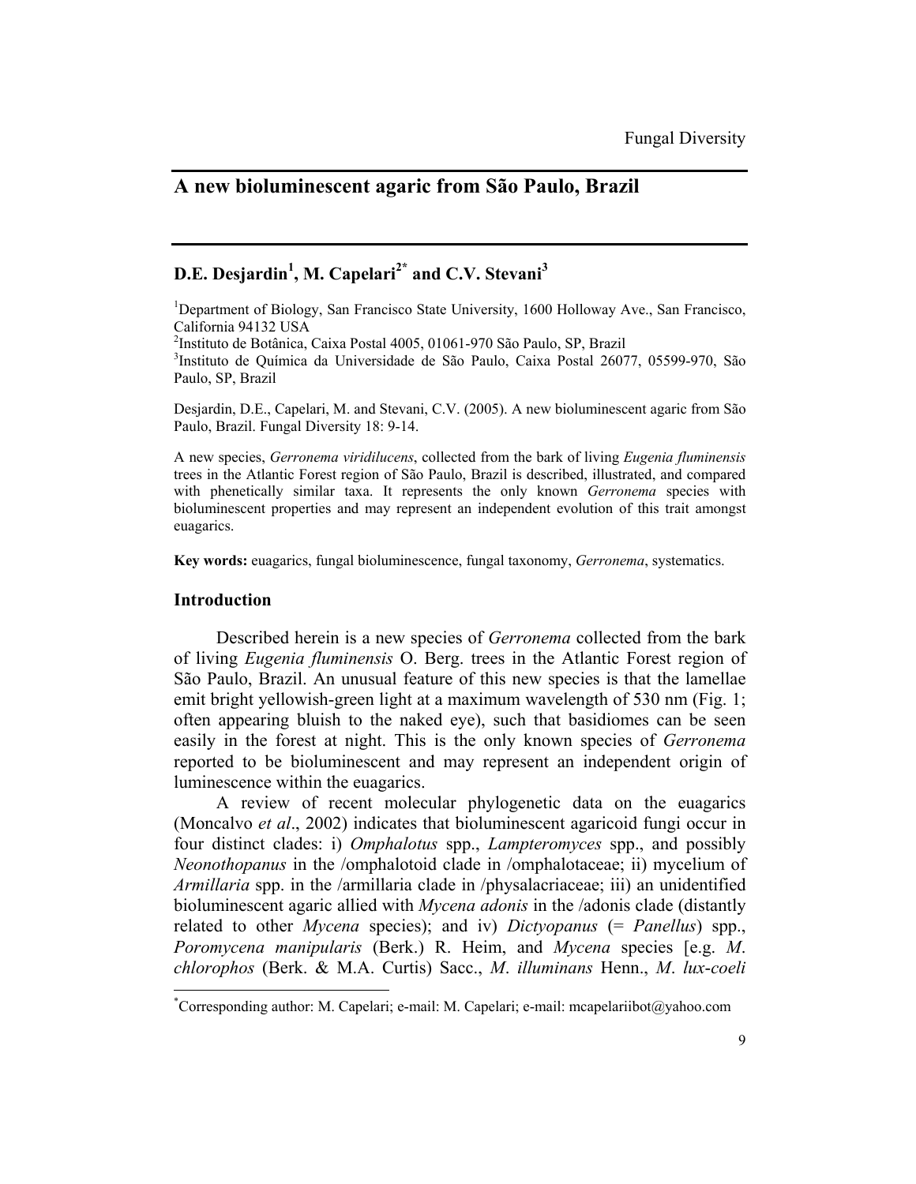# A new bioluminescent agaric from São Paulo, Brazil

## D.E. Desjardin[1], M. Capelari[2*] and C.V. Stevani[3]

[1]Department of Biology, San Francisco State University, 1600 Holloway Ave., San Francisco, California 94132 USA

[2]Instituto de Botânica, Caixa Postal 4005, 01061-970 São Paulo, SP, Brazil

[3]Instituto de Química da Universidade de São Paulo, Caixa Postal 26077, 05599-970, São Paulo, SP, Brazil

Desjardin, D.E., Capelari, M. and Stevani, C.V. (2005). A new bioluminescent agaric from São Paulo, Brazil. Fungal Diversity 18: 9-14.

A new species, *Gerronema viridilucens*, collected from the bark of living *Eugenia fluminensis* trees in the Atlantic Forest region of São Paulo, Brazil is described, illustrated, and compared with phenetically similar taxa. It represents the only known *Gerronema* species with bioluminescent properties and may represent an independent evolution of this trait amongst euagarics.

**Key words:** euagarics, fungal bioluminescence, fungal taxonomy, *Gerronema*, systematics.

## Introduction

Described herein is a new species of *Gerronema* collected from the bark of living *Eugenia fluminensis* O. Berg. trees in the Atlantic Forest region of São Paulo, Brazil. An unusual feature of this new species is that the lamellae emit bright yellowish-green light at a maximum wavelength of 530 nm (Fig. 1; often appearing bluish to the naked eye), such that basidiomes can be seen easily in the forest at night. This is the only known species of *Gerronema* reported to be bioluminescent and may represent an independent origin of luminescence within the euagarics.

A review of recent molecular phylogenetic data on the euagarics (Moncalvo *et al*., 2002) indicates that bioluminescent agaricoid fungi occur in four distinct clades: i) *Omphalotus* spp., *Lampteromyces* spp., and possibly *Neonothopanus* in the /omphalotoid clade in /omphalotaceae; ii) mycelium of *Armillaria* spp. in the /armillaria clade in /physalacriaceae; iii) an unidentified bioluminescent agaric allied with *Mycena adonis* in the /adonis clade (distantly related to other *Mycena* species); and iv) *Dictyopanus* (= *Panellus*) spp., *Poromycena manipularis* (Berk.) R. Heim, and *Mycena* species [e.g. *M. chlorophos* (Berk. & M.A. Curtis) Sacc., *M. illuminans* Henn., *M. lux-coeli*

[*]Corresponding author: M. Capelari; e-mail: M. Capelari; e-mail: mcapelariibot@yahoo.com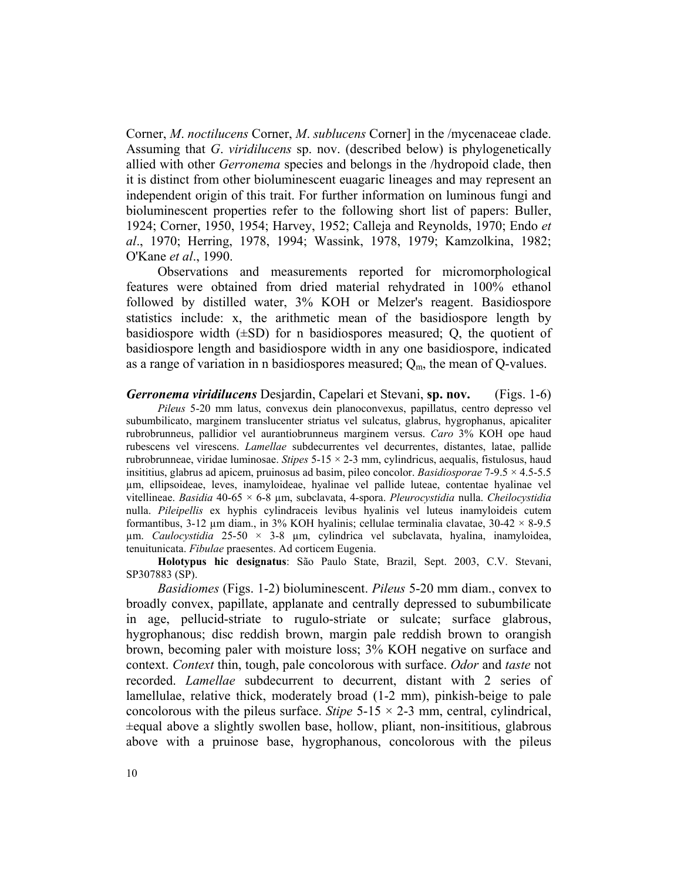Corner, *M*. *noctilucens* Corner, *M*. *sublucens* Corner] in the /mycenaceae clade. Assuming that *G*. *viridilucens* sp. nov. (described below) is phylogenetically allied with other *Gerronema* species and belongs in the /hydropoid clade, then it is distinct from other bioluminescent euagaric lineages and may represent an independent origin of this trait. For further information on luminous fungi and bioluminescent properties refer to the following short list of papers: Buller, 1924; Corner, 1950, 1954; Harvey, 1952; Calleja and Reynolds, 1970; Endo *et al*., 1970; Herring, 1978, 1994; Wassink, 1978, 1979; Kamzolkina, 1982; O'Kane *et al*., 1990.

Observations and measurements reported for micromorphological features were obtained from dried material rehydrated in 100% ethanol followed by distilled water, 3% KOH or Melzer's reagent. Basidiospore statistics include: x, the arithmetic mean of the basidiospore length by basidiospore width (±SD) for n basidiospores measured; Q, the quotient of basidiospore length and basidiospore width in any one basidiospore, indicated as a range of variation in n basidiospores measured; $Q_m$, the mean of Q-values.

***Gerronema viridilucens*** **Desjardin, Capelari et Stevani, sp. nov.** (Figs. 1-6)

*Pileus* 5-20 mm latus, convexus dein planoconvexus, papillatus, centro depresso vel subumbilicato, marginem translucenter striatus vel sulcatus, glabrus, hygrophanus, apicaliter rubrobrunneus, pallidior vel aurantiobrunneus marginem versus. *Caro* 3% KOH ope haud rubescens vel virescens. *Lamellae* subdecurrentes vel decurrentes, distantes, latae, pallide rubrobrunneae, viridae luminosae. *Stipes* 5-15 × 2-3 mm, cylindricus, aequalis, fistulosus, haud insititius, glabrus ad apicem, pruinosus ad basim, pileo concolor. *Basidiosporae* 7-9.5 × 4.5-5.5 µm, ellipsoideae, leves, inamyloideae, hyalinae vel pallide luteae, contentae hyalinae vel vitellineae. *Basidia* 40-65 × 6-8 µm, subclavata, 4-spora. *Pleurocystidia* nulla. *Cheilocystidia* nulla. *Pileipellis* ex hyphis cylindraceis levibus hyalinis vel luteus inamyloideis cutem formantibus, 3-12 µm diam., in 3% KOH hyalinis; cellulae terminalia clavatae, 30-42 × 8-9.5 µm. *Caulocystidia* 25-50 × 3-8 µm, cylindrica vel subclavata, hyalina, inamyloidea, tenuitunicata. *Fibulae* praesentes. Ad corticem Eugenia.

**Holotypus hic designatus**: São Paulo State, Brazil, Sept. 2003, C.V. Stevani, SP307883 (SP).

*Basidiomes* (Figs. 1-2) bioluminescent. *Pileus* 5-20 mm diam., convex to broadly convex, papillate, applanate and centrally depressed to subumbilicate in age, pellucid-striate to rugulo-striate or sulcate; surface glabrous, hygrophanous; disc reddish brown, margin pale reddish brown to orangish brown, becoming paler with moisture loss; 3% KOH negative on surface and context. *Context* thin, tough, pale concolorous with surface. *Odor* and *taste* not recorded. *Lamellae* subdecurrent to decurrent, distant with 2 series of lamellulae, relative thick, moderately broad (1-2 mm), pinkish-beige to pale concolorous with the pileus surface. *Stipe* 5-15 × 2-3 mm, central, cylindrical, ±equal above a slightly swollen base, hollow, pliant, non-insititious, glabrous above with a pruinose base, hygrophanous, concolorous with the pileus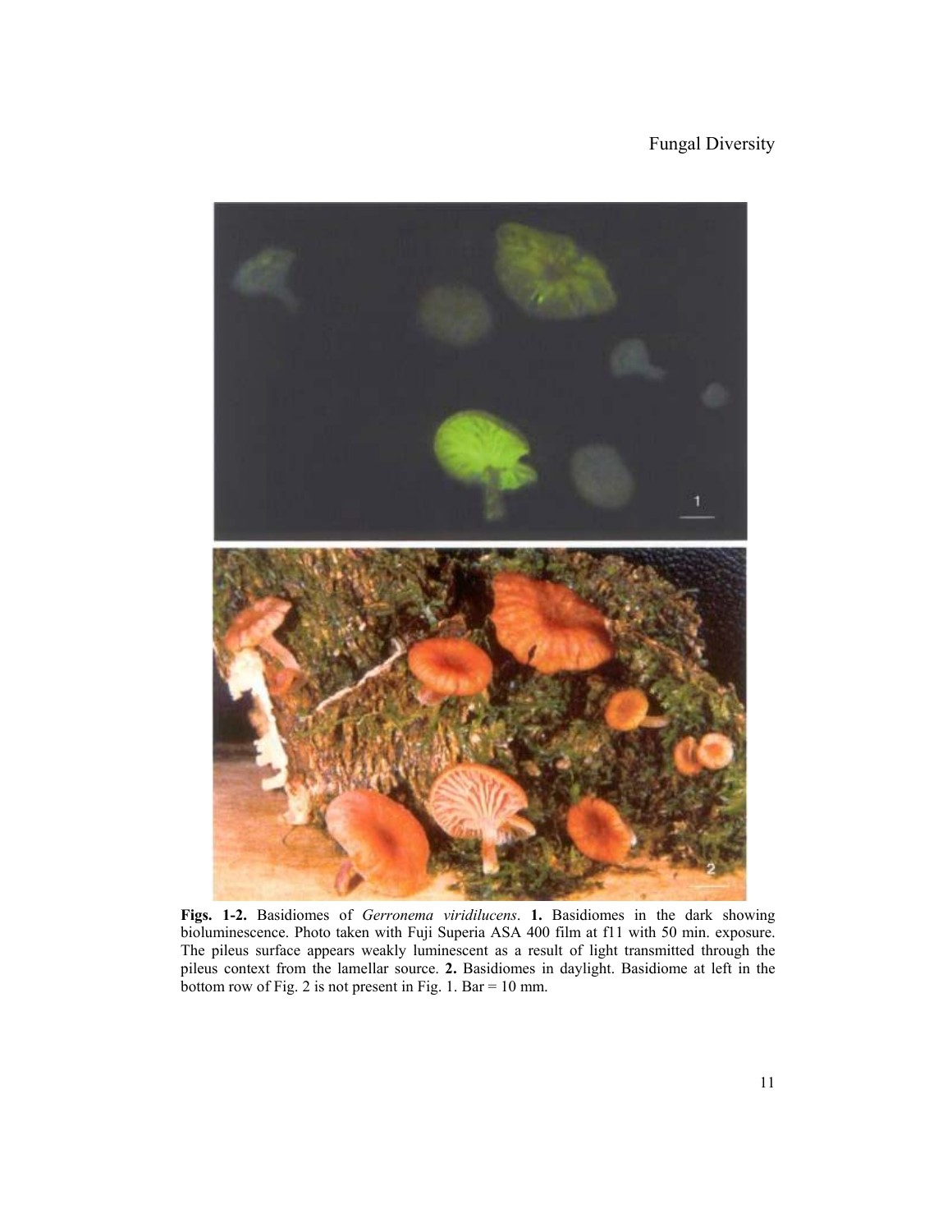**Figs. 1-2.** Basidiomes of *Gerronema viridilucens*. **1.** Basidiomes in the dark showing bioluminescence. Photo taken with Fuji Superia ASA 400 film at f11 with 50 min. exposure. The pileus surface appears weakly luminescent as a result of light transmitted through the pileus context from the lamellar source. **2.** Basidiomes in daylight. Basidiome at left in the bottom row of Fig. 2 is not present in Fig. 1. Bar = 10 mm.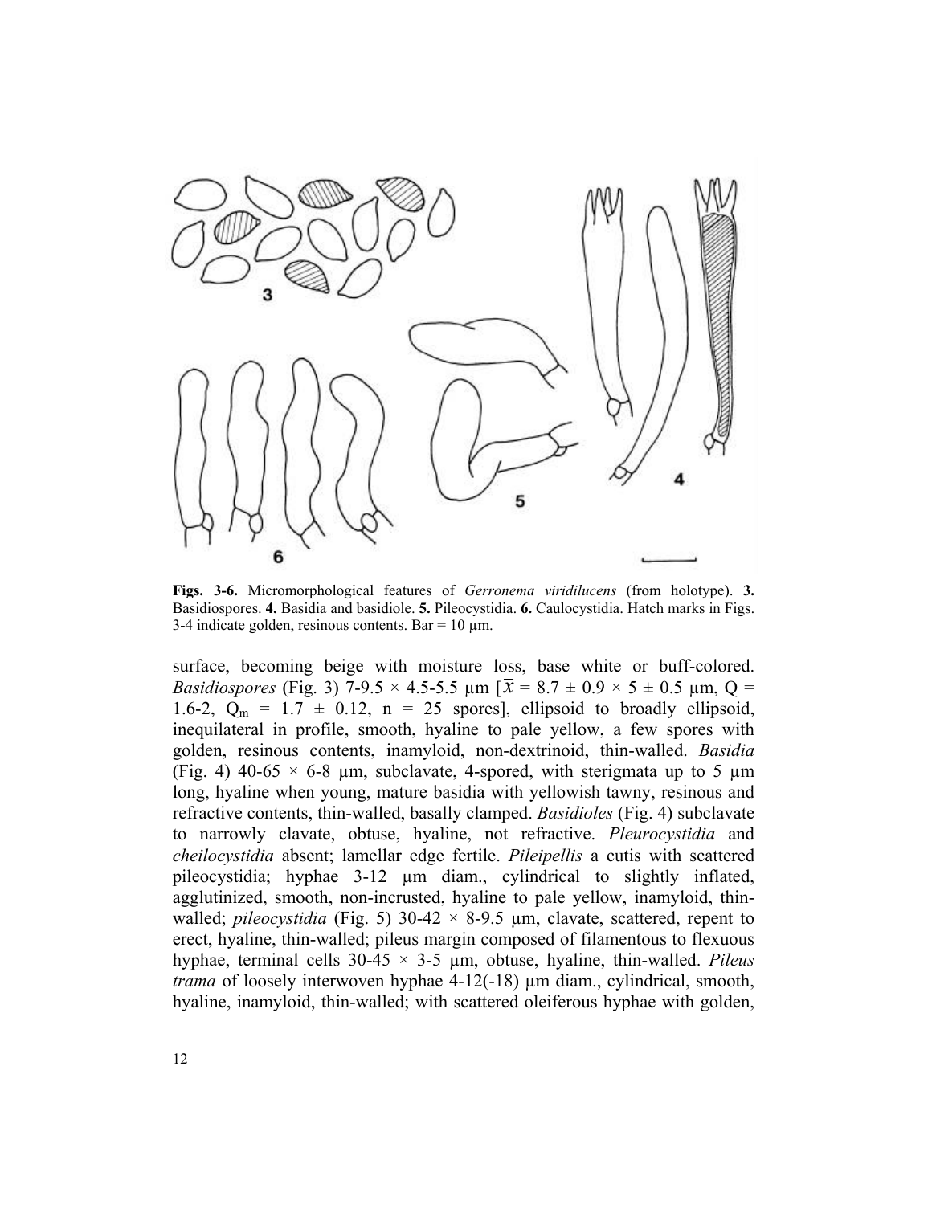Figs. 3-6. Micromorphological features of *Gerronema viridilucens* (from holotype). 3. Basidiospores. 4. Basidia and basidiole. 5. Pileocystidia. 6. Caulocystidia. Hatch marks in Figs. 3-4 indicate golden, resinous contents. Bar = 10 µm.

surface, becoming beige with moisture loss, base white or buff-colored. *Basidiospores* (Fig. 3) 7-9.5 × 4.5-5.5 µm [$\bar{x}$ = 8.7 ± 0.9 × 5 ± 0.5 µm, Q = 1.6-2, $Q_m$ = 1.7 ± 0.12, n = 25 spores], ellipsoid to broadly ellipsoid, inequilateral in profile, smooth, hyaline to pale yellow, a few spores with golden, resinous contents, inamyloid, non-dextrinoid, thin-walled. *Basidia* (Fig. 4) 40-65 × 6-8 µm, subclavate, 4-spored, with sterigmata up to 5 µm long, hyaline when young, mature basidia with yellowish tawny, resinous and refractive contents, thin-walled, basally clamped. *Basidioles* (Fig. 4) subclavate to narrowly clavate, obtuse, hyaline, not refractive. *Pleurocystidia* and *cheilocystidia* absent; lamellar edge fertile. *Pileipellis* a cutis with scattered pileocystidia; hyphae 3-12 µm diam., cylindrical to slightly inflated, agglutinized, smooth, non-incrusted, hyaline to pale yellow, inamyloid, thin-walled; *pileocystidia* (Fig. 5) 30-42 × 8-9.5 µm, clavate, scattered, repent to erect, hyaline, thin-walled; pileus margin composed of filamentous to flexuous hyphae, terminal cells 30-45 × 3-5 µm, obtuse, hyaline, thin-walled. *Pileus trama* of loosely interwoven hyphae 4-12(-18) µm diam., cylindrical, smooth, hyaline, inamyloid, thin-walled; with scattered oleiferous hyphae with golden,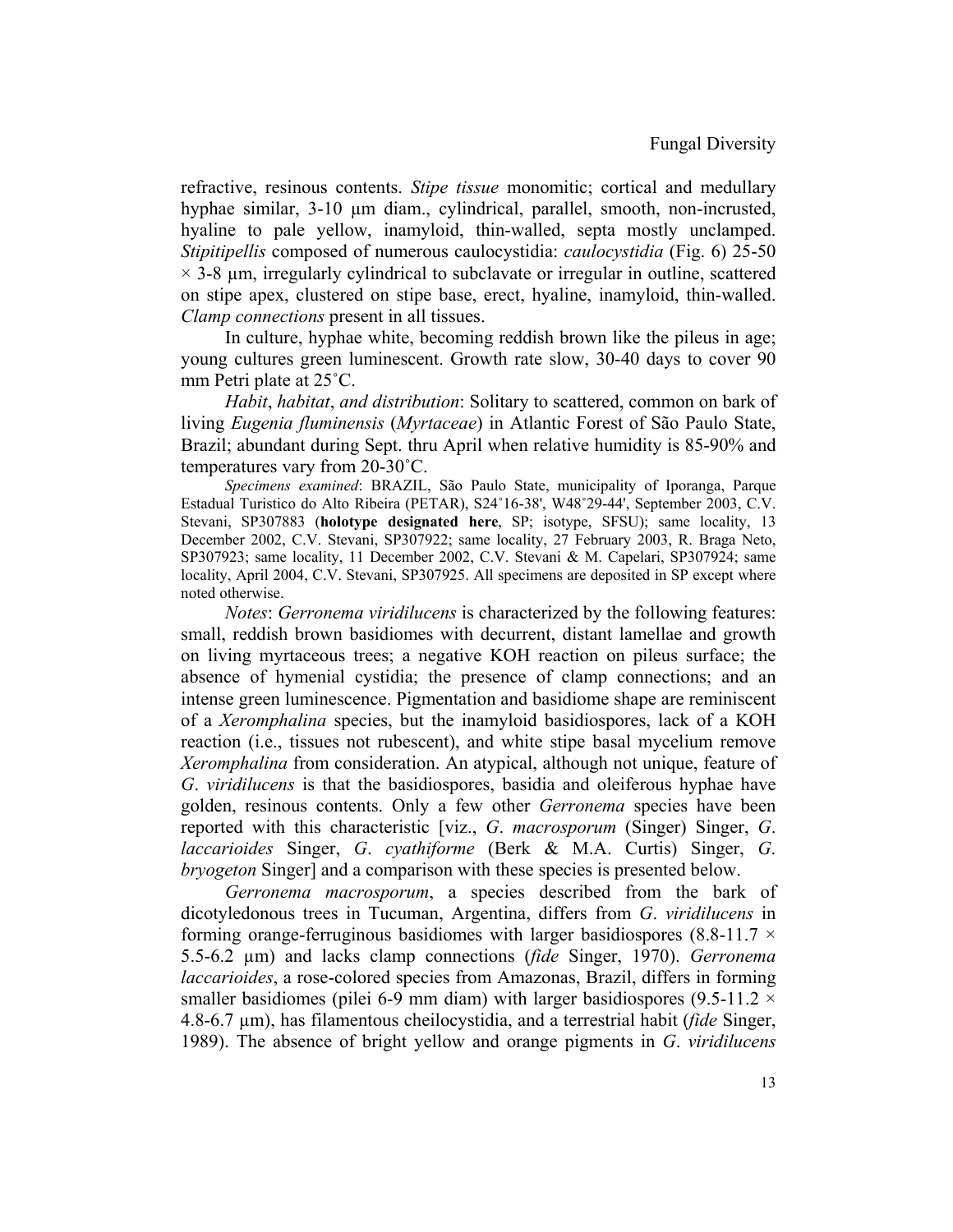refractive, resinous contents. *Stipe tissue* monomitic; cortical and medullary hyphae similar, 3-10 µm diam., cylindrical, parallel, smooth, non-incrusted, hyaline to pale yellow, inamyloid, thin-walled, septa mostly unclamped. *Stipitipellis* composed of numerous caulocystidia: *caulocystidia* (Fig. 6) 25-50 × 3-8 µm, irregularly cylindrical to subclavate or irregular in outline, scattered on stipe apex, clustered on stipe base, erect, hyaline, inamyloid, thin-walled. *Clamp connections* present in all tissues.

In culture, hyphae white, becoming reddish brown like the pileus in age; young cultures green luminescent. Growth rate slow, 30-40 days to cover 90 mm Petri plate at 25˚C.

*Habit*, *habitat*, *and distribution*: Solitary to scattered, common on bark of living *Eugenia fluminensis* (*Myrtaceae*) in Atlantic Forest of São Paulo State, Brazil; abundant during Sept. thru April when relative humidity is 85-90% and temperatures vary from 20-30˚C.

*Specimens examined*: BRAZIL, São Paulo State, municipality of Iporanga, Parque Estadual Turistico do Alto Ribeira (PETAR), S24˚16-38', W48˚29-44', September 2003, C.V. Stevani, SP307883 (**holotype designated here**, SP; isotype, SFSU); same locality, 13 December 2002, C.V. Stevani, SP307922; same locality, 27 February 2003, R. Braga Neto, SP307923; same locality, 11 December 2002, C.V. Stevani & M. Capelari, SP307924; same locality, April 2004, C.V. Stevani, SP307925. All specimens are deposited in SP except where noted otherwise.

*Notes*: *Gerronema viridilucens* is characterized by the following features: small, reddish brown basidiomes with decurrent, distant lamellae and growth on living myrtaceous trees; a negative KOH reaction on pileus surface; the absence of hymenial cystidia; the presence of clamp connections; and an intense green luminescence. Pigmentation and basidiome shape are reminiscent of a *Xeromphalina* species, but the inamyloid basidiospores, lack of a KOH reaction (i.e., tissues not rubescent), and white stipe basal mycelium remove *Xeromphalina* from consideration. An atypical, although not unique, feature of *G*. *viridilucens* is that the basidiospores, basidia and oleiferous hyphae have golden, resinous contents. Only a few other *Gerronema* species have been reported with this characteristic [viz., *G*. *macrosporum* (Singer) Singer, *G*. *laccarioides* Singer, *G*. *cyathiforme* (Berk & M.A. Curtis) Singer, *G*. *bryogeton* Singer] and a comparison with these species is presented below.

*Gerronema macrosporum*, a species described from the bark of dicotyledonous trees in Tucuman, Argentina, differs from *G*. *viridilucens* in forming orange-ferruginous basidiomes with larger basidiospores (8.8-11.7 × 5.5-6.2 µm) and lacks clamp connections (*fide* Singer, 1970). *Gerronema laccarioides*, a rose-colored species from Amazonas, Brazil, differs in forming smaller basidiomes (pilei 6-9 mm diam) with larger basidiospores (9.5-11.2 × 4.8-6.7 µm), has filamentous cheilocystidia, and a terrestrial habit (*fide* Singer, 1989). The absence of bright yellow and orange pigments in *G*. *viridilucens*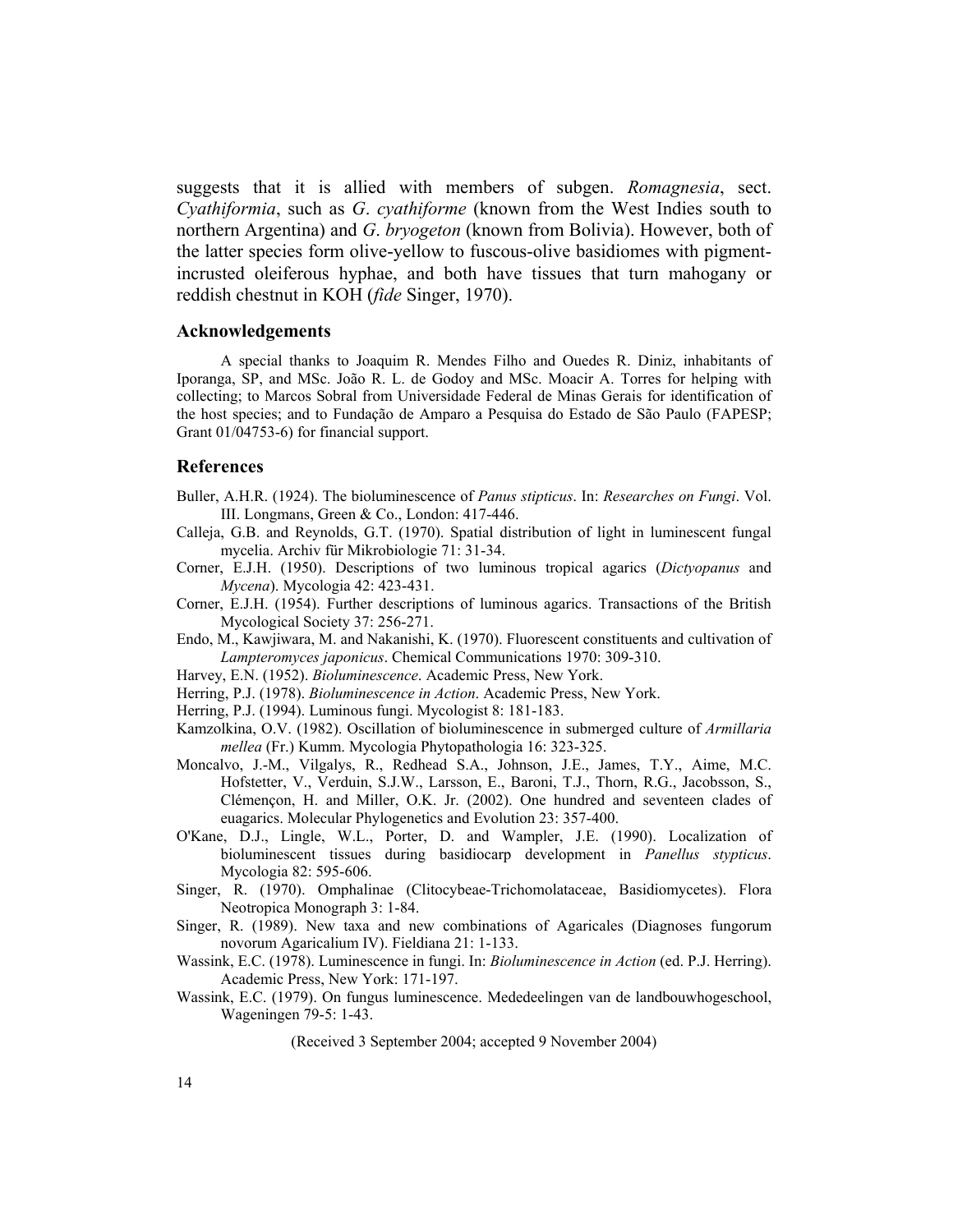suggests that it is allied with members of subgen. *Romagnesia*, sect. *Cyathiformia*, such as *G*. *cyathiforme* (known from the West Indies south to northern Argentina) and *G*. *bryogeton* (known from Bolivia). However, both of the latter species form olive-yellow to fuscous-olive basidiomes with pigment-incrusted oleiferous hyphae, and both have tissues that turn mahogany or reddish chestnut in KOH (*fide* Singer, 1970).

## Acknowledgements

A special thanks to Joaquim R. Mendes Filho and Ouedes R. Diniz, inhabitants of Iporanga, SP, and MSc. João R. L. de Godoy and MSc. Moacir A. Torres for helping with collecting; to Marcos Sobral from Universidade Federal de Minas Gerais for identification of the host species; and to Fundação de Amparo a Pesquisa do Estado de São Paulo (FAPESP; Grant 01/04753-6) for financial support.

## References

Buller, A.H.R. (1924). The bioluminescence of *Panus stipticus*. In: *Researches on Fungi*. Vol. III. Longmans, Green & Co., London: 417-446.

Calleja, G.B. and Reynolds, G.T. (1970). Spatial distribution of light in luminescent fungal mycelia. Archiv für Mikrobiologie 71: 31-34.

Corner, E.J.H. (1950). Descriptions of two luminous tropical agarics (*Dictyopanus* and *Mycena*). Mycologia 42: 423-431.

Corner, E.J.H. (1954). Further descriptions of luminous agarics. Transactions of the British Mycological Society 37: 256-271.

Endo, M., Kawjiwara, M. and Nakanishi, K. (1970). Fluorescent constituents and cultivation of *Lampteromyces japonicus*. Chemical Communications 1970: 309-310.

Harvey, E.N. (1952). *Bioluminescence*. Academic Press, New York.

Herring, P.J. (1978). *Bioluminescence in Action*. Academic Press, New York.

Herring, P.J. (1994). Luminous fungi. Mycologist 8: 181-183.

Kamzolkina, O.V. (1982). Oscillation of bioluminescence in submerged culture of *Armillaria mellea* (Fr.) Kumm. Mycologia Phytopathologia 16: 323-325.

Moncalvo, J.-M., Vilgalys, R., Redhead S.A., Johnson, J.E., James, T.Y., Aime, M.C. Hofstetter, V., Verduin, S.J.W., Larsson, E., Baroni, T.J., Thorn, R.G., Jacobsson, S., Clémençon, H. and Miller, O.K. Jr. (2002). One hundred and seventeen clades of euagarics. Molecular Phylogenetics and Evolution 23: 357-400.

O'Kane, D.J., Lingle, W.L., Porter, D. and Wampler, J.E. (1990). Localization of bioluminescent tissues during basidiocarp development in *Panellus stypticus*. Mycologia 82: 595-606.

Singer, R. (1970). Omphalinae (Clitocybeae-Trichomolataceae, Basidiomycetes). Flora Neotropica Monograph 3: 1-84.

Singer, R. (1989). New taxa and new combinations of Agaricales (Diagnoses fungorum novorum Agaricalium IV). Fieldiana 21: 1-133.

Wassink, E.C. (1978). Luminescence in fungi. In: *Bioluminescence in Action* (ed. P.J. Herring). Academic Press, New York: 171-197.

Wassink, E.C. (1979). On fungus luminescence. Mededeelingen van de landbouwhogeschool, Wageningen 79-5: 1-43.

(Received 3 September 2004; accepted 9 November 2004)